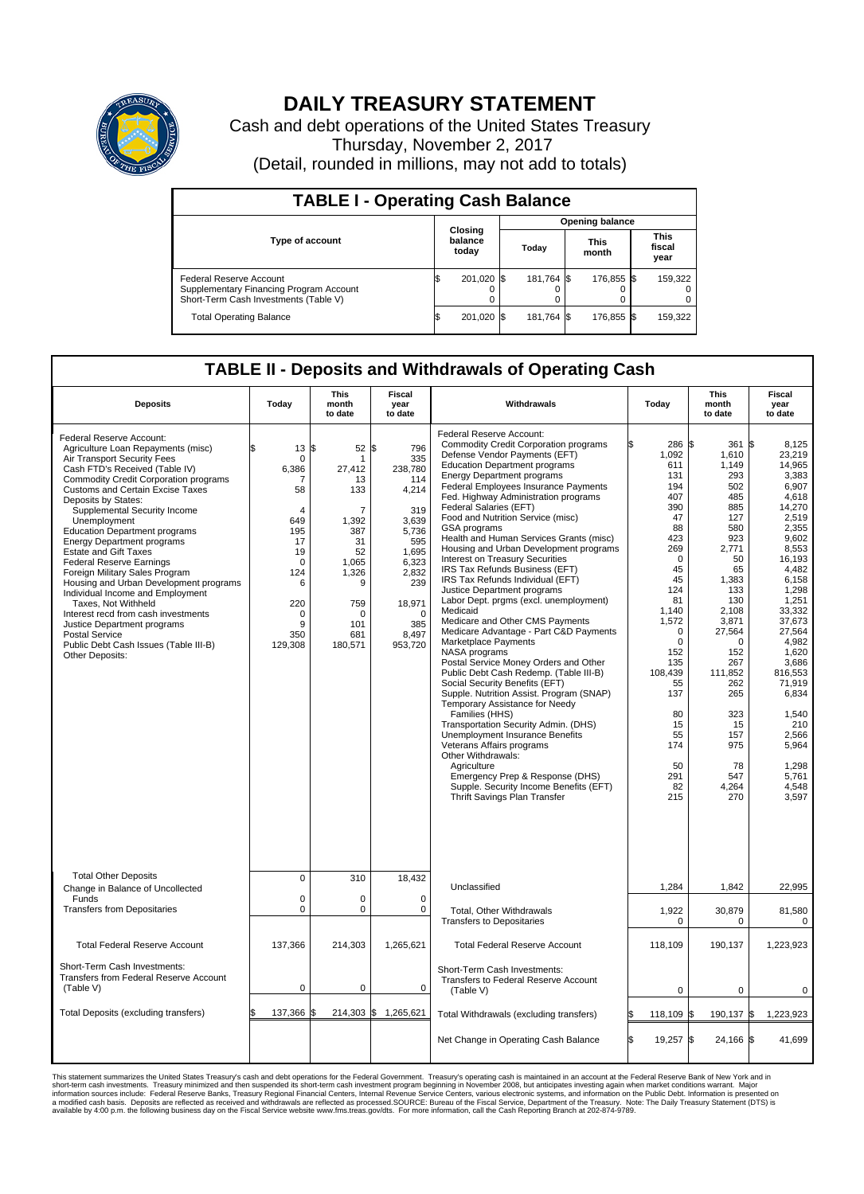# DAILY TREASURY STATEMENT

Cash and debt operations of the United States Treasury
Thursday, November 2, 2017
(Detail, rounded in millions, may not add to totals)

## TABLE I - Operating Cash Balance

| Type of account | Closing balance today | Opening balance Today | Opening balance This month | Opening balance This fiscal year |
|---|---|---|---|---|
| Federal Reserve Account | $ 201,020 | $ 181,764 | $ 176,855 | $ 159,322 |
| Supplementary Financing Program Account | 0 | 0 | 0 | 0 |
| Short-Term Cash Investments (Table V) | 0 | 0 | 0 | 0 |
| Total Operating Balance | $ 201,020 | $ 181,764 | $ 176,855 | $ 159,322 |

## TABLE II - Deposits and Withdrawals of Operating Cash

| Deposits | Today | This month to date | Fiscal year to date | Withdrawals | Today | This month to date | Fiscal year to date |
|---|---|---|---|---|---|---|---|
| Federal Reserve Account: | | | | Federal Reserve Account: | | | |
| Agriculture Loan Repayments (misc) | $ 13 | $ 52 | $ 796 | Commodity Credit Corporation programs | $ 286 | $ 361 | $ 8,125 |
| Air Transport Security Fees | 0 | 1 | 335 | Defense Vendor Payments (EFT) | 1,092 | 1,610 | 23,219 |
| Cash FTD's Received (Table IV) | 6,386 | 27,412 | 238,780 | Education Department programs | 611 | 1,149 | 14,965 |
| Commodity Credit Corporation programs | 7 | 13 | 114 | Energy Department programs | 131 | 293 | 3,383 |
| Customs and Certain Excise Taxes | 58 | 133 | 4,214 | Federal Employees Insurance Payments | 194 | 502 | 6,907 |
| Deposits by States: | | | | Fed. Highway Administration programs | 407 | 485 | 4,618 |
| Supplemental Security Income | 4 | 7 | 319 | Federal Salaries (EFT) | 390 | 885 | 14,270 |
| Unemployment | 649 | 1,392 | 3,639 | Food and Nutrition Service (misc) | 47 | 127 | 2,519 |
| Education Department programs | 195 | 387 | 5,736 | GSA programs | 88 | 580 | 2,355 |
| Energy Department programs | 17 | 31 | 595 | Health and Human Services Grants (misc) | 423 | 923 | 9,602 |
| Estate and Gift Taxes | 19 | 52 | 1,695 | Housing and Urban Development programs | 269 | 2,771 | 8,553 |
| Federal Reserve Earnings | 0 | 1,065 | 6,323 | Interest on Treasury Securities | 0 | 50 | 16,193 |
| Foreign Military Sales Program | 124 | 1,326 | 2,832 | IRS Tax Refunds Business (EFT) | 45 | 65 | 4,482 |
| Housing and Urban Development programs | 6 | 9 | 239 | IRS Tax Refunds Individual (EFT) | 45 | 1,383 | 6,158 |
| Individual Income and Employment | | | | Justice Department programs | 124 | 133 | 1,298 |
| Taxes, Not Withheld | 220 | 759 | 18,971 | Labor Dept. prgms (excl. unemployment) | 81 | 130 | 1,251 |
| Interest recd from cash investments | 0 | 0 | 0 | Medicaid | 1,140 | 2,108 | 33,332 |
| Justice Department programs | 9 | 101 | 385 | Medicare and Other CMS Payments | 1,572 | 3,871 | 37,673 |
| Postal Service | 350 | 681 | 8,497 | Medicare Advantage - Part C&D Payments | 0 | 27,564 | 27,564 |
| Public Debt Cash Issues (Table III-B) | 129,308 | 180,571 | 953,720 | Marketplace Payments | 0 | 0 | 4,982 |
| Other Deposits: | | | | NASA programs | 152 | 152 | 1,620 |
| | | | | Postal Service Money Orders and Other | 135 | 267 | 3,686 |
| | | | | Public Debt Cash Redemp. (Table III-B) | 108,439 | 111,852 | 816,553 |
| | | | | Social Security Benefits (EFT) | 55 | 262 | 71,919 |
| | | | | Supple. Nutrition Assist. Program (SNAP) | 137 | 265 | 6,834 |
| | | | | Temporary Assistance for Needy Families (HHS) | 80 | 323 | 1,540 |
| | | | | Transportation Security Admin. (DHS) | 15 | 15 | 210 |
| | | | | Unemployment Insurance Benefits | 55 | 157 | 2,566 |
| | | | | Veterans Affairs programs | 174 | 975 | 5,964 |
| | | | | Other Withdrawals: | | | |
| | | | | Agriculture | 50 | 78 | 1,298 |
| | | | | Emergency Prep & Response (DHS) | 291 | 547 | 5,761 |
| | | | | Supple. Security Income Benefits (EFT) | 82 | 4,264 | 4,548 |
| | | | | Thrift Savings Plan Transfer | 215 | 270 | 3,597 |
| Total Other Deposits | 0 | 310 | 18,432 | Unclassified | 1,284 | 1,842 | 22,995 |
| Change in Balance of Uncollected Funds | 0 | 0 | 0 | | | | |
| Transfers from Depositaries | 0 | 0 | 0 | Total, Other Withdrawals | 1,922 | 30,879 | 81,580 |
| | | | | Transfers to Depositaries | 0 | 0 | 0 |
| Total Federal Reserve Account | 137,366 | 214,303 | 1,265,621 | Total Federal Reserve Account | 118,109 | 190,137 | 1,223,923 |
| Short-Term Cash Investments: | | | | Short-Term Cash Investments: | | | |
| Transfers from Federal Reserve Account (Table V) | 0 | 0 | 0 | Transfers to Federal Reserve Account (Table V) | 0 | 0 | 0 |
| Total Deposits (excluding transfers) | $ 137,366 | $ 214,303 | $ 1,265,621 | Total Withdrawals (excluding transfers) | $ 118,109 | $ 190,137 | $ 1,223,923 |
| | | | | Net Change in Operating Cash Balance | $ 19,257 | $ 24,166 | $ 41,699 |

This statement summarizes the United States Treasury's cash and debt operations for the Federal Government. Treasury's operating cash is maintained in an account at the Federal Reserve Bank of New York and in short-term cash investments. Treasury minimized and then suspended its short-term cash investment program beginning in November 2008, but anticipates investing again when market conditions warrant. Major information sources include: Federal Reserve Banks, Treasury Regional Financial Centers, Internal Revenue Service Centers, various electronic systems, and information on the Public Debt. Information is presented on a modified cash basis. Deposits are reflected as received and withdrawals are reflected as processed.SOURCE: Bureau of the Fiscal Service, Department of the Treasury. Note: The Daily Treasury Statement (DTS) is available by 4:00 p.m. the following business day on the Fiscal Service website www.fms.treas.gov/dts. For more information, call the Cash Reporting Branch at 202-874-9789.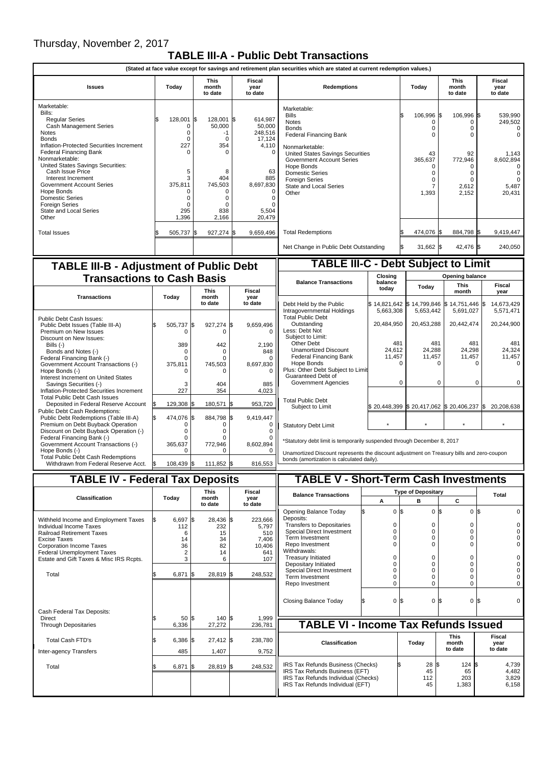Thursday, November 2, 2017

# TABLE III-A - Public Debt Transactions

(Stated at face value except for savings and retirement plan securities which are stated at current redemption values.)

| Issues | Today | This month to date | Fiscal year to date | Redemptions | Today | This month to date | Fiscal year to date |
|---|---|---|---|---|---|---|---|
| Marketable: | | | | Marketable: | | | |
| Bills: | | | | Bills | $ 106,996 | $ 106,996 | $ 539,990 |
| Regular Series | $ 128,001 | $ 128,001 | $ 614,987 | Notes | 0 | 0 | 249,502 |
| Cash Management Series | 0 | 50,000 | 50,000 | Bonds | 0 | 0 | 0 |
| Notes | 0 | -1 | 248,516 | Federal Financing Bank | 0 | 0 | 0 |
| Bonds | 0 | 0 | 17,124 | | | | |
| Inflation-Protected Securities Increment | 227 | 354 | 4,110 | Nonmarketable: | | | |
| Federal Financing Bank | 0 | 0 | 0 | United States Savings Securities | 43 | 92 | 1,143 |
| Nonmarketable: | | | | Government Account Series | 365,637 | 772,946 | 8,602,894 |
| United States Savings Securities: | | | | Hope Bonds | 0 | 0 | 0 |
| Cash Issue Price | 5 | 8 | 63 | Domestic Series | 0 | 0 | 0 |
| Interest Increment | 3 | 404 | 885 | Foreign Series | 0 | 0 | 0 |
| Government Account Series | 375,811 | 745,503 | 8,697,830 | State and Local Series | 7 | 2,612 | 5,487 |
| Hope Bonds | 0 | 0 | 0 | Other | 1,393 | 2,152 | 20,431 |
| Domestic Series | 0 | 0 | 0 | | | | |
| Foreign Series | 0 | 0 | 0 | | | | |
| State and Local Series | 295 | 838 | 5,504 | | | | |
| Other | 1,396 | 2,166 | 20,479 | | | | |
| Total Issues | $ 505,737 | $ 927,274 | $ 9,659,496 | Total Redemptions | $ 474,076 | $ 884,798 | $ 9,419,447 |
| | | | | Net Change in Public Debt Outstanding | $ 31,662 | $ 42,476 | $ 240,050 |

# TABLE III-B - Adjustment of Public Debt Transactions to Cash Basis

| Transactions | Today | This month to date | Fiscal year to date |
|---|---|---|---|
| Public Debt Cash Issues: | | | |
| Public Debt Issues (Table III-A) | $ 505,737 | $ 927,274 | $ 9,659,496 |
| Premium on New Issues | 0 | 0 | 0 |
| Discount on New Issues: | | | |
| Bills (-) | 389 | 442 | 2,190 |
| Bonds and Notes (-) | 0 | 0 | 848 |
| Federal Financing Bank (-) | 0 | 0 | 0 |
| Government Account Transactions (-) | 375,811 | 745,503 | 8,697,830 |
| Hope Bonds (-) | 0 | 0 | 0 |
| Interest Increment on United States Savings Securities (-) | 3 | 404 | 885 |
| Inflation-Protected Securities Increment | 227 | 354 | 4,023 |
| Total Public Debt Cash Issues Deposited in Federal Reserve Account | $ 129,308 | $ 180,571 | $ 953,720 |
| Public Debt Cash Redemptions: | | | |
| Public Debt Redemptions (Table III-A) | $ 474,076 | $ 884,798 | $ 9,419,447 |
| Premium on Debt Buyback Operation | 0 | 0 | 0 |
| Discount on Debt Buyback Operation (-) | 0 | 0 | 0 |
| Federal Financing Bank (-) | 0 | 0 | 0 |
| Government Account Transactions (-) | 365,637 | 772,946 | 8,602,894 |
| Hope Bonds (-) | 0 | 0 | 0 |
| Total Public Debt Cash Redemptions Withdrawn from Federal Reserve Acct. | $ 108,439 | $ 111,852 | $ 816,553 |

# TABLE III-C - Debt Subject to Limit

| Balance Transactions | Closing balance today | Opening balance Today | Opening balance This month | Opening balance Fiscal year |
|---|---|---|---|---|
| Debt Held by the Public | $ 14,821,642 | $ 14,799,846 | $ 14,751,446 | $ 14,673,429 |
| Intragovernmental Holdings | 5,663,308 | 5,653,442 | 5,691,027 | 5,571,471 |
| Total Public Debt Outstanding | 20,484,950 | 20,453,288 | 20,442,474 | 20,244,900 |
| Less: Debt Not Subject to Limit: | | | | |
| Other Debt | 481 | 481 | 481 | 481 |
| Unamortized Discount | 24,612 | 24,288 | 24,298 | 24,324 |
| Federal Financing Bank | 11,457 | 11,457 | 11,457 | 11,457 |
| Hope Bonds | 0 | 0 | 0 | 0 |
| Plus: Other Debt Subject to Limit | | | | |
| Guaranteed Debt of Government Agencies | 0 | 0 | 0 | 0 |
| Total Public Debt Subject to Limit | $ 20,448,399 | $ 20,417,062 | $ 20,406,237 | $ 20,208,638 |
| Statutory Debt Limit | * | * | * | * |

*Statutory debt limit is temporarily suspended through December 8, 2017

Unamortized Discount represents the discount adjustment on Treasury bills and zero-coupon bonds (amortization is calculated daily).

# TABLE IV - Federal Tax Deposits

| Classification | Today | This month to date | Fiscal year to date |
|---|---|---|---|
| Withheld Income and Employment Taxes | $ 6,697 | $ 28,436 | $ 223,666 |
| Individual Income Taxes | 112 | 232 | 5,797 |
| Railroad Retirement Taxes | 6 | 15 | 510 |
| Excise Taxes | 14 | 34 | 7,406 |
| Corporation Income Taxes | 36 | 82 | 10,406 |
| Federal Unemployment Taxes | 2 | 14 | 641 |
| Estate and Gift Taxes & Misc IRS Rcpts. | 3 | 6 | 107 |
| Total | $ 6,871 | $ 28,819 | $ 248,532 |
| Cash Federal Tax Deposits: | | | |
| Direct | $ 50 | $ 140 | $ 1,999 |
| Through Depositaries | 6,336 | 27,272 | 236,781 |
| Total Cash FTD's | $ 6,386 | $ 27,412 | $ 238,780 |
| Inter-agency Transfers | 485 | 1,407 | 9,752 |
| Total | $ 6,871 | $ 28,819 | $ 248,532 |

# TABLE V - Short-Term Cash Investments

| Balance Transactions | Type of Depositary A | Type of Depositary B | Type of Depositary C | Total |
|---|---|---|---|---|
| Opening Balance Today | $ 0 | $ 0 | $ 0 | $ 0 |
| Deposits: | | | | |
| Transfers to Depositaries | 0 | 0 | 0 | 0 |
| Special Direct Investment | 0 | 0 | 0 | 0 |
| Term Investment | 0 | 0 | 0 | 0 |
| Repo Investment | 0 | 0 | 0 | 0 |
| Withdrawals: | | | | |
| Treasury Initiated | 0 | 0 | 0 | 0 |
| Depositary Initiated | 0 | 0 | 0 | 0 |
| Special Direct Investment | 0 | 0 | 0 | 0 |
| Term Investment | 0 | 0 | 0 | 0 |
| Repo Investment | 0 | 0 | 0 | 0 |
| Closing Balance Today | $ 0 | $ 0 | $ 0 | $ 0 |

# TABLE VI - Income Tax Refunds Issued

| Classification | Today | This month to date | Fiscal year to date |
|---|---|---|---|
| IRS Tax Refunds Business (Checks) | $ 28 | $ 124 | $ 4,739 |
| IRS Tax Refunds Business (EFT) | 45 | 65 | 4,482 |
| IRS Tax Refunds Individual (Checks) | 112 | 203 | 3,829 |
| IRS Tax Refunds Individual (EFT) | 45 | 1,383 | 6,158 |